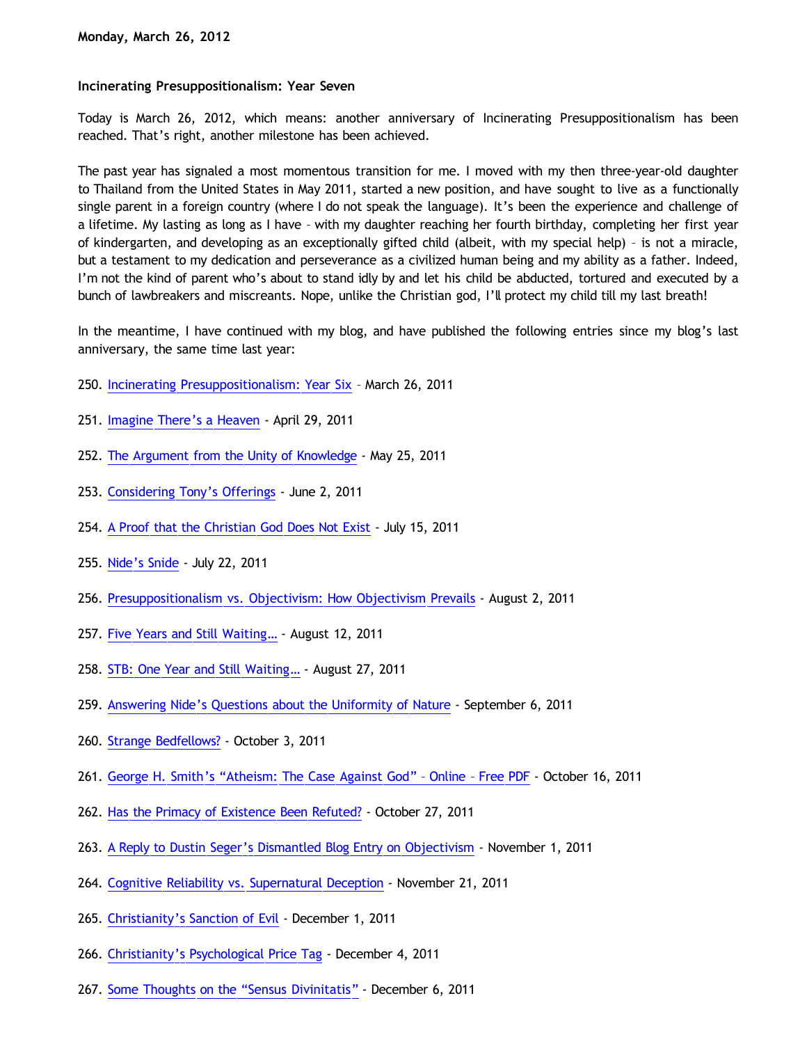**Monday, March 26, 2012**

**Incinerating Presuppositionalism: Year Seven**

Today is March 26, 2012, which means: another anniversary of Incinerating Presuppositionalism has been reached. That's right, another milestone has been achieved.

The past year has signaled a most momentous transition for me. I moved with my then three-year-old daughter to Thailand from the United States in May 2011, started a new position, and have sought to live as a functionally single parent in a foreign country (where I do not speak the language). It's been the experience and challenge of a lifetime. My lasting as long as I have – with my daughter reaching her fourth birthday, completing her first year of kindergarten, and developing as an exceptionally gifted child (albeit, with my special help) – is not a miracle, but a testament to my dedication and perseverance as a civilized human being and my ability as a father. Indeed, I'm not the kind of parent who's about to stand idly by and let his child be abducted, tortured and executed by a bunch of lawbreakers and miscreants. Nope, unlike the Christian god, I'll protect my child till my last breath!

In the meantime, I have continued with my blog, and have published the following entries since my blog's last anniversary, the same time last year:

250. Incinerating Presuppositionalism: Year Six – March 26, 2011

251. Imagine There's a Heaven - April 29, 2011

252. The Argument from the Unity of Knowledge - May 25, 2011

253. Considering Tony's Offerings - June 2, 2011

254. A Proof that the Christian God Does Not Exist - July 15, 2011

255. Nide's Snide - July 22, 2011

256. Presuppositionalism vs. Objectivism: How Objectivism Prevails - August 2, 2011

257. Five Years and Still Waiting… - August 12, 2011

258. STB: One Year and Still Waiting… - August 27, 2011

259. Answering Nide's Questions about the Uniformity of Nature - September 6, 2011

260. Strange Bedfellows? - October 3, 2011

261. George H. Smith's "Atheism: The Case Against God" – Online – Free PDF - October 16, 2011

262. Has the Primacy of Existence Been Refuted? - October 27, 2011

263. A Reply to Dustin Seger's Dismantled Blog Entry on Objectivism - November 1, 2011

264. Cognitive Reliability vs. Supernatural Deception - November 21, 2011

265. Christianity's Sanction of Evil - December 1, 2011

266. Christianity's Psychological Price Tag - December 4, 2011

267. Some Thoughts on the "Sensus Divinitatis" - December 6, 2011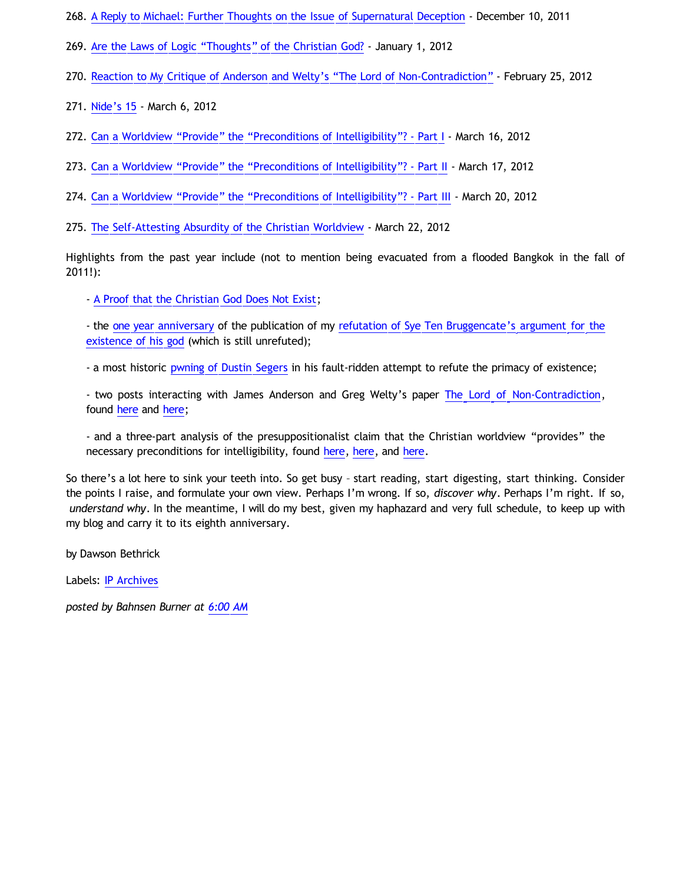268. A Reply to Michael: Further Thoughts on the Issue of Supernatural Deception - December 10, 2011

269. Are the Laws of Logic "Thoughts" of the Christian God? - January 1, 2012

270. Reaction to My Critique of Anderson and Welty's "The Lord of Non-Contradiction" - February 25, 2012

271. Nide's 15 - March 6, 2012

272. Can a Worldview "Provide" the "Preconditions of Intelligibility"? - Part I - March 16, 2012

273. Can a Worldview "Provide" the "Preconditions of Intelligibility"? - Part II - March 17, 2012

274. Can a Worldview "Provide" the "Preconditions of Intelligibility"? - Part III - March 20, 2012

275. The Self-Attesting Absurdity of the Christian Worldview - March 22, 2012

Highlights from the past year include (not to mention being evacuated from a flooded Bangkok in the fall of 2011!):

- A Proof that the Christian God Does Not Exist;

- the one year anniversary of the publication of my refutation of Sye Ten Bruggencate's argument for the existence of his god (which is still unrefuted);

- a most historic pwning of Dustin Segers in his fault-ridden attempt to refute the primacy of existence;

- two posts interacting with James Anderson and Greg Welty's paper The Lord of Non-Contradiction, found here and here;

- and a three-part analysis of the presuppositionalist claim that the Christian worldview "provides" the necessary preconditions for intelligibility, found here, here, and here.

So there's a lot here to sink your teeth into. So get busy – start reading, start digesting, start thinking. Consider the points I raise, and formulate your own view. Perhaps I'm wrong. If so, *discover why*. Perhaps I'm right. If so, *understand why*. In the meantime, I will do my best, given my haphazard and very full schedule, to keep up with my blog and carry it to its eighth anniversary.

by Dawson Bethrick

Labels: IP Archives

*posted by Bahnsen Burner at 6:00 AM*